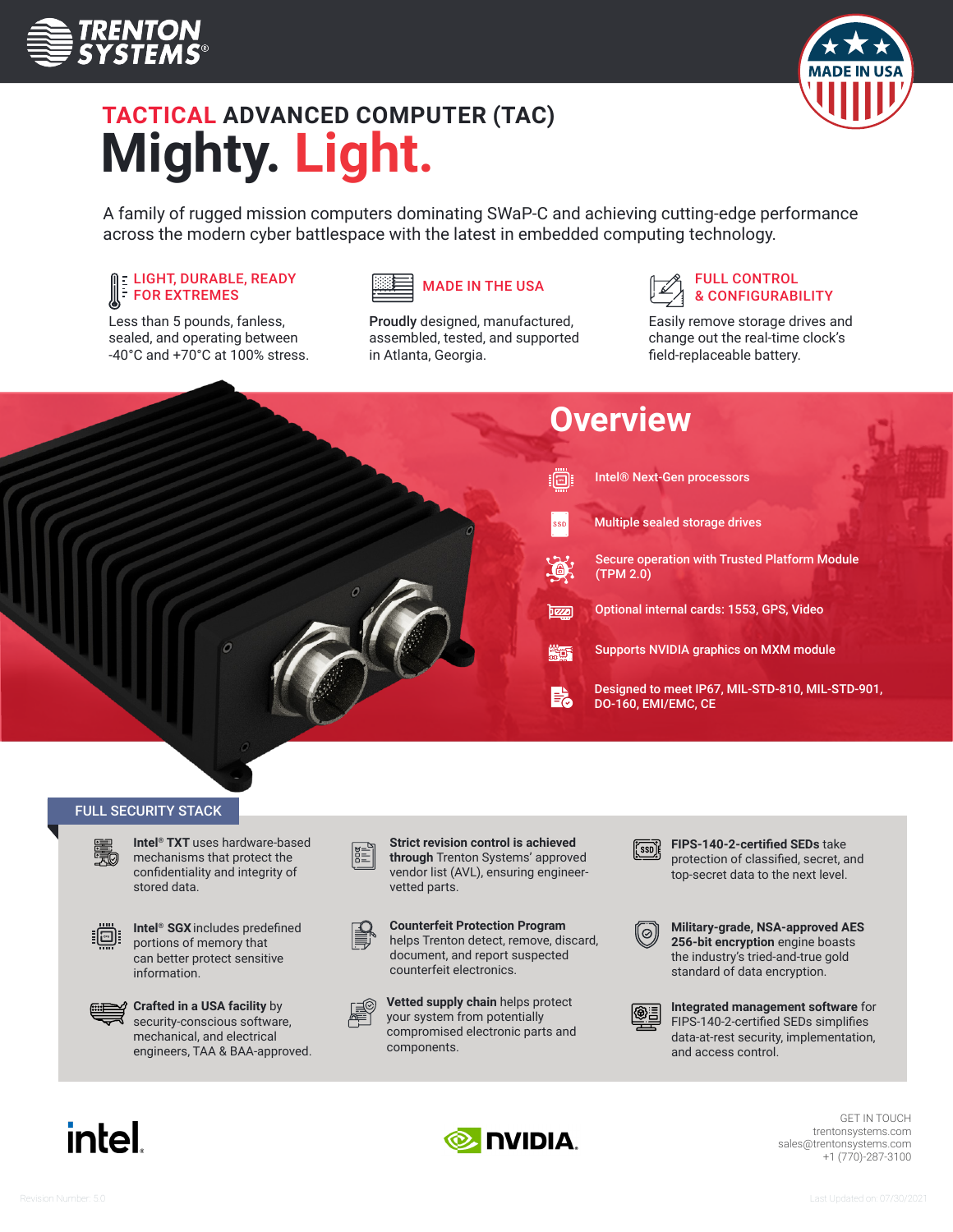TRENTON SYSTEMS®

MADE IN USA

# TACTICAL ADVANCED COMPUTER (TAC)

# Mighty. Light.

A family of rugged mission computers dominating SWaP-C and achieving cutting-edge performance across the modern cyber battlespace with the latest in embedded computing technology.

### LIGHT, DURABLE, READY FOR EXTREMES

Less than 5 pounds, fanless, sealed, and operating between -40°C and +70°C at 100% stress.

### MADE IN THE USA

**Proudly** designed, manufactured, assembled, tested, and supported in Atlanta, Georgia.

### FULL CONTROL & CONFIGURABILITY

Easily remove storage drives and change out the real-time clock's field-replaceable battery.

## Overview

- Intel® Next-Gen processors
- Multiple sealed storage drives
- Secure operation with Trusted Platform Module (TPM 2.0)
- Optional internal cards: 1553, GPS, Video
- Supports NVIDIA graphics on MXM module
- Designed to meet IP67, MIL-STD-810, MIL-STD-901, DO-160, EMI/EMC, CE

## FULL SECURITY STACK

**Intel® TXT** uses hardware-based mechanisms that protect the confidentiality and integrity of stored data.

**Intel® SGX** includes predefined portions of memory that can better protect sensitive information.

**Crafted in a USA facility** by security-conscious software, mechanical, and electrical engineers, TAA & BAA-approved.

**Strict revision control is achieved through** Trenton Systems' approved vendor list (AVL), ensuring engineer-vetted parts.

**Counterfeit Protection Program** helps Trenton detect, remove, discard, document, and report suspected counterfeit electronics.

**Vetted supply chain** helps protect your system from potentially compromised electronic parts and components.

**FIPS-140-2-certified SEDs** take protection of classified, secret, and top-secret data to the next level.

**Military-grade, NSA-approved AES 256-bit encryption** engine boasts the industry's tried-and-true gold standard of data encryption.

**Integrated management software** for FIPS-140-2-certified SEDs simplifies data-at-rest security, implementation, and access control.

intel. NVIDIA.

GET IN TOUCH
trentonsystems.com
sales@trentonsystems.com
+1 (770)-287-3100

Revision Number: 5.0

Last Updated on: 07/30/2021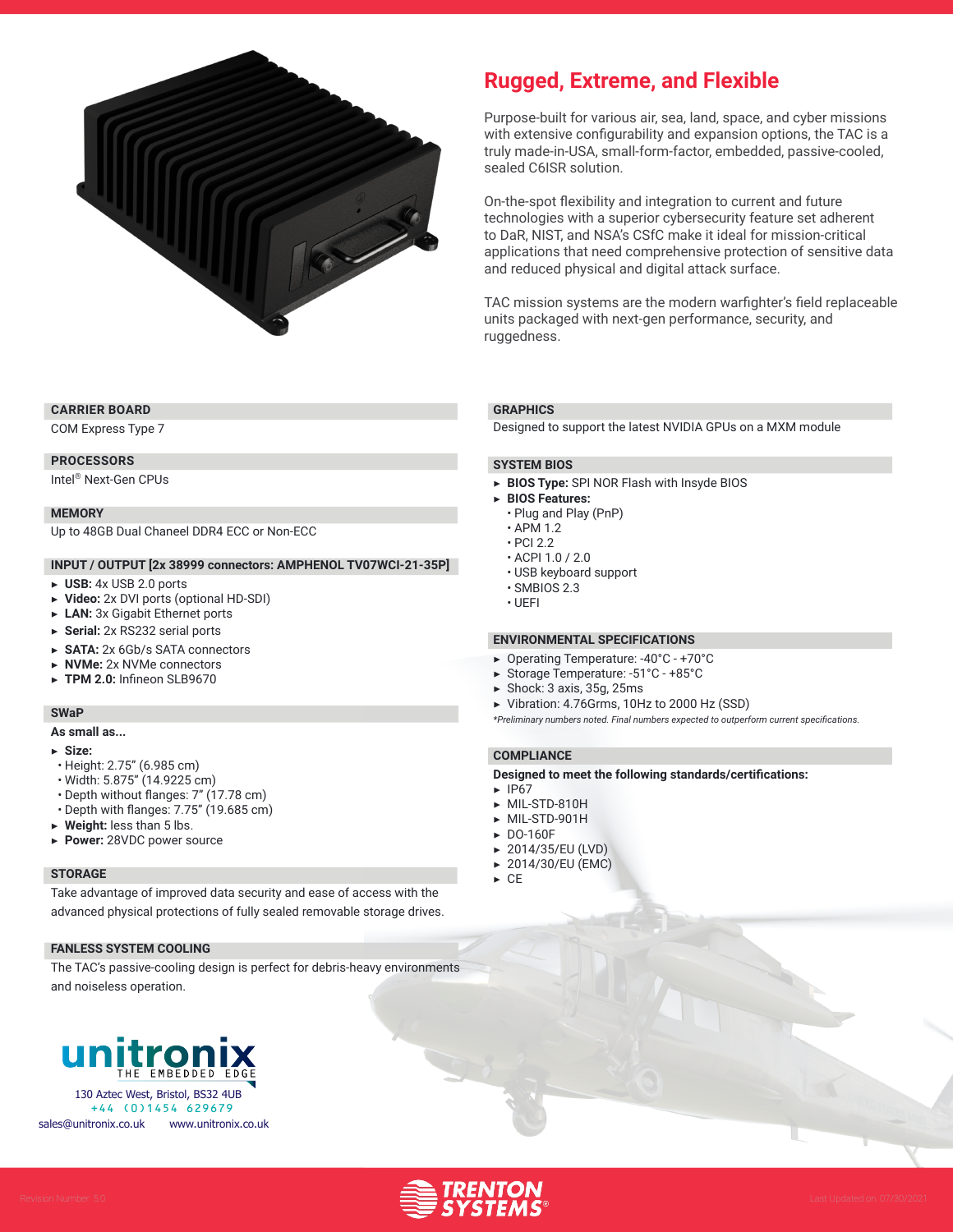## Rugged, Extreme, and Flexible

Purpose-built for various air, sea, land, space, and cyber missions with extensive configurability and expansion options, the TAC is a truly made-in-USA, small-form-factor, embedded, passive-cooled, sealed C6ISR solution.

On-the-spot flexibility and integration to current and future technologies with a superior cybersecurity feature set adherent to DaR, NIST, and NSA's CSfC make it ideal for mission-critical applications that need comprehensive protection of sensitive data and reduced physical and digital attack surface.

TAC mission systems are the modern warfighter's field replaceable units packaged with next-gen performance, security, and ruggedness.

### CARRIER BOARD

COM Express Type 7

### PROCESSORS

Intel® Next-Gen CPUs

### MEMORY

Up to 48GB Dual Chaneel DDR4 ECC or Non-ECC

### INPUT / OUTPUT [2x 38999 connectors: AMPHENOL TV07WCI-21-35P]

- **USB:** 4x USB 2.0 ports
- **Video:** 2x DVI ports (optional HD-SDI)
- **LAN:** 3x Gigabit Ethernet ports
- **Serial:** 2x RS232 serial ports
- **SATA:** 2x 6Gb/s SATA connectors
- **NVMe:** 2x NVMe connectors
- **TPM 2.0:** Infineon SLB9670

### SWaP

**As small as...**

- **Size:**
  - Height: 2.75" (6.985 cm)
  - Width: 5.875" (14.9225 cm)
  - Depth without flanges: 7" (17.78 cm)
  - Depth with flanges: 7.75" (19.685 cm)
- **Weight:** less than 5 lbs.
- **Power:** 28VDC power source

### STORAGE

Take advantage of improved data security and ease of access with the advanced physical protections of fully sealed removable storage drives.

### FANLESS SYSTEM COOLING

The TAC's passive-cooling design is perfect for debris-heavy environments and noiseless operation.

### GRAPHICS

Designed to support the latest NVIDIA GPUs on a MXM module

### SYSTEM BIOS

- **BIOS Type:** SPI NOR Flash with Insyde BIOS
- **BIOS Features:**
  - Plug and Play (PnP)
  - APM 1.2
  - PCI 2.2
  - ACPI 1.0 / 2.0
  - USB keyboard support
  - SMBIOS 2.3
  - UEFI

### ENVIRONMENTAL SPECIFICATIONS

- Operating Temperature: -40°C - +70°C
- Storage Temperature: -51°C - +85°C
- Shock: 3 axis, 35g, 25ms
- Vibration: 4.76Grms, 10Hz to 2000 Hz (SSD)

*\*Preliminary numbers noted. Final numbers expected to outperform current specifications.*

### COMPLIANCE

**Designed to meet the following standards/certifications:**

- IP67
- MIL-STD-810H
- MIL-STD-901H
- DO-160F
- 2014/35/EU (LVD)
- 2014/30/EU (EMC)
- CE

unitronix THE EMBEDDED EDGE
130 Aztec West, Bristol, BS32 4UB
+44 (0)1454 629679
sales@unitronix.co.uk www.unitronix.co.uk

Revision Number: 5.0 TRENTON SYSTEMS Last Updated on: 07/30/2021